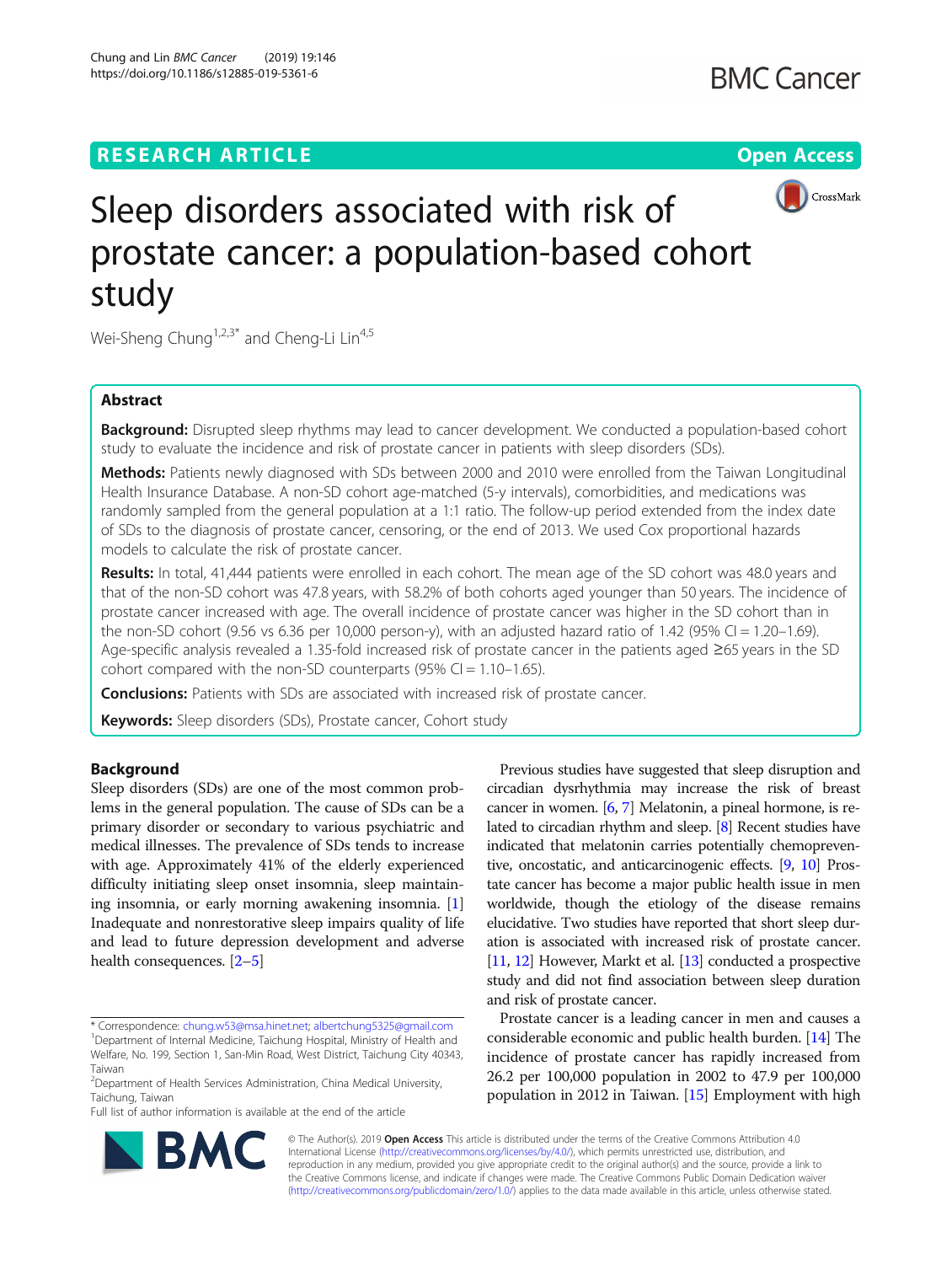# Sleep disorders associated with risk of prostate cancer: a population-based cohort study

**RESEARCH ARTICLE** | **Open Access**

Wei-Sheng Chung[1,2,3*] and Cheng-Li Lin[4,5]

## Abstract

**Background:** Disrupted sleep rhythms may lead to cancer development. We conducted a population-based cohort study to evaluate the incidence and risk of prostate cancer in patients with sleep disorders (SDs).

**Methods:** Patients newly diagnosed with SDs between 2000 and 2010 were enrolled from the Taiwan Longitudinal Health Insurance Database. A non-SD cohort age-matched (5-y intervals), comorbidities, and medications was randomly sampled from the general population at a 1:1 ratio. The follow-up period extended from the index date of SDs to the diagnosis of prostate cancer, censoring, or the end of 2013. We used Cox proportional hazards models to calculate the risk of prostate cancer.

**Results:** In total, 41,444 patients were enrolled in each cohort. The mean age of the SD cohort was 48.0 years and that of the non-SD cohort was 47.8 years, with 58.2% of both cohorts aged younger than 50 years. The incidence of prostate cancer increased with age. The overall incidence of prostate cancer was higher in the SD cohort than in the non-SD cohort (9.56 vs 6.36 per 10,000 person-y), with an adjusted hazard ratio of 1.42 (95% CI = 1.20–1.69). Age-specific analysis revealed a 1.35-fold increased risk of prostate cancer in the patients aged ≥65 years in the SD cohort compared with the non-SD counterparts (95% CI = 1.10–1.65).

**Conclusions:** Patients with SDs are associated with increased risk of prostate cancer.

**Keywords:** Sleep disorders (SDs), Prostate cancer, Cohort study

## Background

Sleep disorders (SDs) are one of the most common problems in the general population. The cause of SDs can be a primary disorder or secondary to various psychiatric and medical illnesses. The prevalence of SDs tends to increase with age. Approximately 41% of the elderly experienced difficulty initiating sleep onset insomnia, sleep maintaining insomnia, or early morning awakening insomnia. [1] Inadequate and nonrestorative sleep impairs quality of life and lead to future depression development and adverse health consequences. [2–5]

Previous studies have suggested that sleep disruption and circadian dysrhythmia may increase the risk of breast cancer in women. [6, 7] Melatonin, a pineal hormone, is related to circadian rhythm and sleep. [8] Recent studies have indicated that melatonin carries potentially chemopreventive, oncostatic, and anticarcinogenic effects. [9, 10] Prostate cancer has become a major public health issue in men worldwide, though the etiology of the disease remains elucidative. Two studies have reported that short sleep duration is associated with increased risk of prostate cancer. [11, 12] However, Markt et al. [13] conducted a prospective study and did not find association between sleep duration and risk of prostate cancer.

Prostate cancer is a leading cancer in men and causes a considerable economic and public health burden. [14] The incidence of prostate cancer has rapidly increased from 26.2 per 100,000 population in 2002 to 47.9 per 100,000 population in 2012 in Taiwan. [15] Employment with high

\* Correspondence: chung.w53@msa.hinet.net; albertchung5325@gmail.com
[1]Department of Internal Medicine, Taichung Hospital, Ministry of Health and Welfare, No. 199, Section 1, San-Min Road, West District, Taichung City 40343, Taiwan
[2]Department of Health Services Administration, China Medical University, Taichung, Taiwan
Full list of author information is available at the end of the article

© The Author(s). 2019 **Open Access** This article is distributed under the terms of the Creative Commons Attribution 4.0 International License (http://creativecommons.org/licenses/by/4.0/), which permits unrestricted use, distribution, and reproduction in any medium, provided you give appropriate credit to the original author(s) and the source, provide a link to the Creative Commons license, and indicate if changes were made. The Creative Commons Public Domain Dedication waiver (http://creativecommons.org/publicdomain/zero/1.0/) applies to the data made available in this article, unless otherwise stated.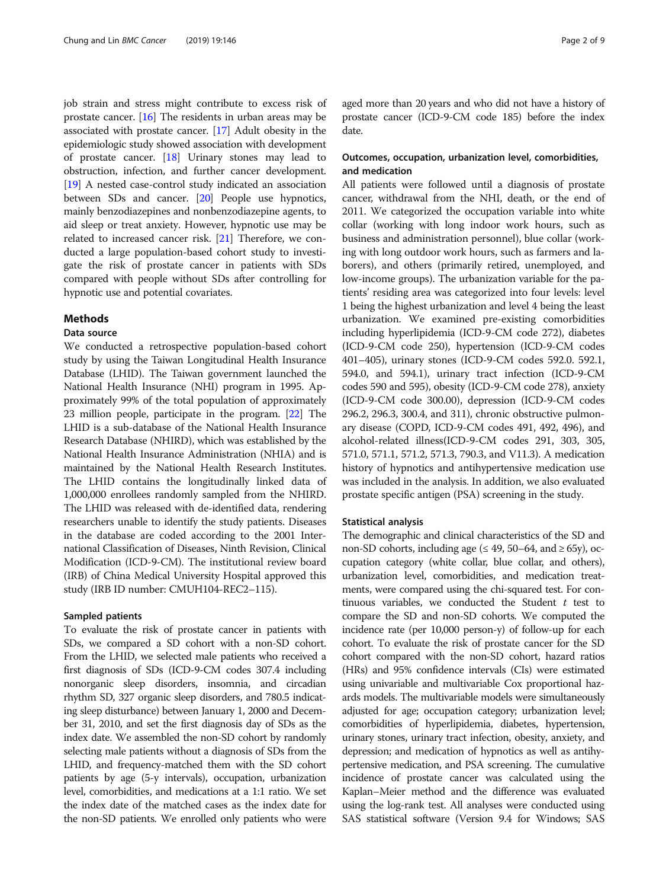job strain and stress might contribute to excess risk of prostate cancer. [16] The residents in urban areas may be associated with prostate cancer. [17] Adult obesity in the epidemiologic study showed association with development of prostate cancer. [18] Urinary stones may lead to obstruction, infection, and further cancer development. [19] A nested case-control study indicated an association between SDs and cancer. [20] People use hypnotics, mainly benzodiazepines and nonbenzodiazepine agents, to aid sleep or treat anxiety. However, hypnotic use may be related to increased cancer risk. [21] Therefore, we conducted a large population-based cohort study to investigate the risk of prostate cancer in patients with SDs compared with people without SDs after controlling for hypnotic use and potential covariates.

## Methods

### Data source

We conducted a retrospective population-based cohort study by using the Taiwan Longitudinal Health Insurance Database (LHID). The Taiwan government launched the National Health Insurance (NHI) program in 1995. Approximately 99% of the total population of approximately 23 million people, participate in the program. [22] The LHID is a sub-database of the National Health Insurance Research Database (NHIRD), which was established by the National Health Insurance Administration (NHIA) and is maintained by the National Health Research Institutes. The LHID contains the longitudinally linked data of 1,000,000 enrollees randomly sampled from the NHIRD. The LHID was released with de-identified data, rendering researchers unable to identify the study patients. Diseases in the database are coded according to the 2001 International Classification of Diseases, Ninth Revision, Clinical Modification (ICD-9-CM). The institutional review board (IRB) of China Medical University Hospital approved this study (IRB ID number: CMUH104-REC2–115).

### Sampled patients

To evaluate the risk of prostate cancer in patients with SDs, we compared a SD cohort with a non-SD cohort. From the LHID, we selected male patients who received a first diagnosis of SDs (ICD-9-CM codes 307.4 including nonorganic sleep disorders, insomnia, and circadian rhythm SD, 327 organic sleep disorders, and 780.5 indicating sleep disturbance) between January 1, 2000 and December 31, 2010, and set the first diagnosis day of SDs as the index date. We assembled the non-SD cohort by randomly selecting male patients without a diagnosis of SDs from the LHID, and frequency-matched them with the SD cohort patients by age (5-y intervals), occupation, urbanization level, comorbidities, and medications at a 1:1 ratio. We set the index date of the matched cases as the index date for the non-SD patients. We enrolled only patients who were aged more than 20 years and who did not have a history of prostate cancer (ICD-9-CM code 185) before the index date.

### Outcomes, occupation, urbanization level, comorbidities, and medication

All patients were followed until a diagnosis of prostate cancer, withdrawal from the NHI, death, or the end of 2011. We categorized the occupation variable into white collar (working with long indoor work hours, such as business and administration personnel), blue collar (working with long outdoor work hours, such as farmers and laborers), and others (primarily retired, unemployed, and low-income groups). The urbanization variable for the patients' residing area was categorized into four levels: level 1 being the highest urbanization and level 4 being the least urbanization. We examined pre-existing comorbidities including hyperlipidemia (ICD-9-CM code 272), diabetes (ICD-9-CM code 250), hypertension (ICD-9-CM codes 401–405), urinary stones (ICD-9-CM codes 592.0. 592.1, 594.0, and 594.1), urinary tract infection (ICD-9-CM codes 590 and 595), obesity (ICD-9-CM code 278), anxiety (ICD-9-CM code 300.00), depression (ICD-9-CM codes 296.2, 296.3, 300.4, and 311), chronic obstructive pulmonary disease (COPD, ICD-9-CM codes 491, 492, 496), and alcohol-related illness(ICD-9-CM codes 291, 303, 305, 571.0, 571.1, 571.2, 571.3, 790.3, and V11.3). A medication history of hypnotics and antihypertensive medication use was included in the analysis. In addition, we also evaluated prostate specific antigen (PSA) screening in the study.

### Statistical analysis

The demographic and clinical characteristics of the SD and non-SD cohorts, including age (≤ 49, 50–64, and ≥ 65y), occupation category (white collar, blue collar, and others), urbanization level, comorbidities, and medication treatments, were compared using the chi-squared test. For continuous variables, we conducted the Student *t* test to compare the SD and non-SD cohorts. We computed the incidence rate (per 10,000 person-y) of follow-up for each cohort. To evaluate the risk of prostate cancer for the SD cohort compared with the non-SD cohort, hazard ratios (HRs) and 95% confidence intervals (CIs) were estimated using univariable and multivariable Cox proportional hazards models. The multivariable models were simultaneously adjusted for age; occupation category; urbanization level; comorbidities of hyperlipidemia, diabetes, hypertension, urinary stones, urinary tract infection, obesity, anxiety, and depression; and medication of hypnotics as well as antihypertensive medication, and PSA screening. The cumulative incidence of prostate cancer was calculated using the Kaplan–Meier method and the difference was evaluated using the log-rank test. All analyses were conducted using SAS statistical software (Version 9.4 for Windows; SAS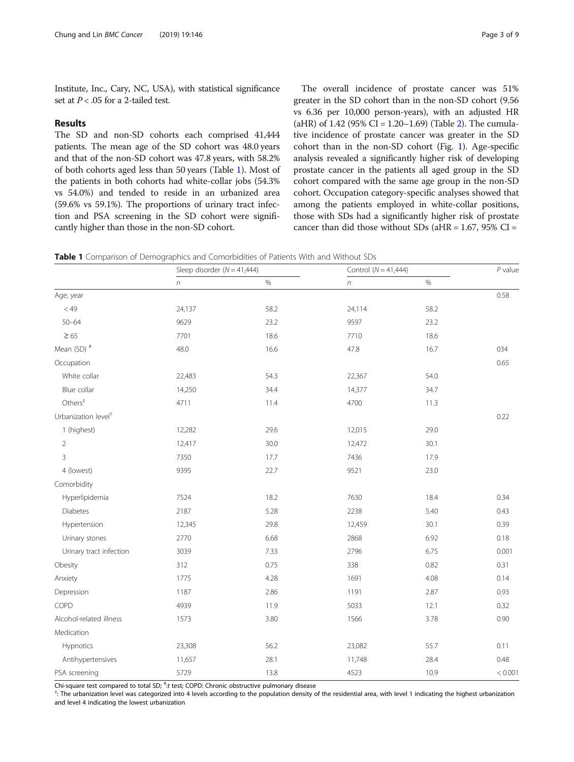Institute, Inc., Cary, NC, USA), with statistical significance set at $P < .05$ for a 2-tailed test.

## Results

The SD and non-SD cohorts each comprised 41,444 patients. The mean age of the SD cohort was 48.0 years and that of the non-SD cohort was 47.8 years, with 58.2% of both cohorts aged less than 50 years (Table 1). Most of the patients in both cohorts had white-collar jobs (54.3% vs 54.0%) and tended to reside in an urbanized area (59.6% vs 59.1%). The proportions of urinary tract infection and PSA screening in the SD cohort were significantly higher than those in the non-SD cohort.

The overall incidence of prostate cancer was 51% greater in the SD cohort than in the non-SD cohort (9.56 vs 6.36 per 10,000 person-years), with an adjusted HR (aHR) of 1.42 (95% CI = 1.20–1.69) (Table 2). The cumulative incidence of prostate cancer was greater in the SD cohort than in the non-SD cohort (Fig. 1). Age-specific analysis revealed a significantly higher risk of developing prostate cancer in the patients all aged group in the SD cohort compared with the same age group in the non-SD cohort. Occupation category-specific analyses showed that among the patients employed in white-collar positions, those with SDs had a significantly higher risk of prostate cancer than did those without SDs (aHR = 1.67, 95% CI =

**Table 1** Comparison of Demographics and Comorbidities of Patients With and Without SDs

| | Sleep disorder (*N* = 41,444) | | Control (*N* = 41,444) | | *P* value |
|---|---|---|---|---|---|
| | *n* | % | *n* | % | |
| Age, year | | | | | 0.58 |
| < 49 | 24,137 | 58.2 | 24,114 | 58.2 | |
| 50–64 | 9629 | 23.2 | 9597 | 23.2 | |
| ≥ 65 | 7701 | 18.6 | 7710 | 18.6 | |
| Mean (SD) [#] | 48.0 | 16.6 | 47.8 | 16.7 | 034 |
| Occupation | | | | | 0.65 |
| White collar | 22,483 | 54.3 | 22,367 | 54.0 | |
| Blue collar | 14,250 | 34.4 | 14,377 | 34.7 | |
| Others[‡] | 4711 | 11.4 | 4700 | 11.3 | |
| Urbanization level[†] | | | | | 0.22 |
| 1 (highest) | 12,282 | 29.6 | 12,015 | 29.0 | |
| 2 | 12,417 | 30.0 | 12,472 | 30.1 | |
| 3 | 7350 | 17.7 | 7436 | 17.9 | |
| 4 (lowest) | 9395 | 22.7 | 9521 | 23.0 | |
| Comorbidity | | | | | |
| Hyperlipidemia | 7524 | 18.2 | 7630 | 18.4 | 0.34 |
| Diabetes | 2187 | 5.28 | 2238 | 5.40 | 0.43 |
| Hypertension | 12,345 | 29.8 | 12,459 | 30.1 | 0.39 |
| Urinary stones | 2770 | 6.68 | 2868 | 6.92 | 0.18 |
| Urinary tract infection | 3039 | 7.33 | 2796 | 6.75 | 0.001 |
| Obesity | 312 | 0.75 | 338 | 0.82 | 0.31 |
| Anxiety | 1775 | 4.28 | 1691 | 4.08 | 0.14 |
| Depression | 1187 | 2.86 | 1191 | 2.87 | 0.93 |
| COPD | 4939 | 11.9 | 5033 | 12.1 | 0.32 |
| Alcohol-related illness | 1573 | 3.80 | 1566 | 3.78 | 0.90 |
| Medication | | | | | |
| Hypnotics | 23,308 | 56.2 | 23,082 | 55.7 | 0.11 |
| Antihypertensives | 11,657 | 28.1 | 11,748 | 28.4 | 0.48 |
| PSA screening | 5729 | 13.8 | 4523 | 10.9 | < 0.001 |

Chi-square test compared to total SD; [#]:*t* test; COPD: Chronic obstructive pulmonary disease
[†]: The urbanization level was categorized into 4 levels according to the population density of the residential area, with level 1 indicating the highest urbanization and level 4 indicating the lowest urbanization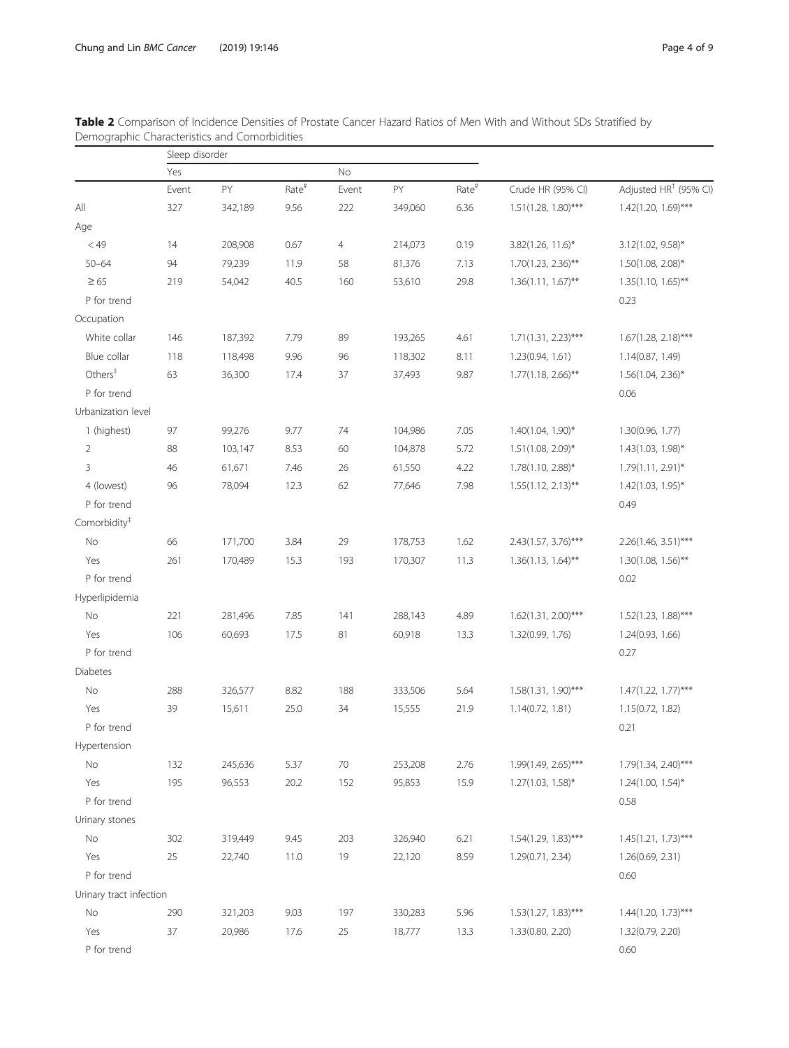**Table 2** Comparison of Incidence Densities of Prostate Cancer Hazard Ratios of Men With and Without SDs Stratified by Demographic Characteristics and Comorbidities

| | Sleep disorder | | | | | | | |
|---|---|---|---|---|---|---|---|---|
| | Yes | | | No | | | | |
| | Event | PY | Rate[#] | Event | PY | Rate[#] | Crude HR (95% CI) | Adjusted HR[†] (95% CI) |
| All | 327 | 342,189 | 9.56 | 222 | 349,060 | 6.36 | 1.51(1.28, 1.80)*** | 1.42(1.20, 1.69)*** |
| Age | | | | | | | | |
| < 49 | 14 | 208,908 | 0.67 | 4 | 214,073 | 0.19 | 3.82(1.26, 11.6)* | 3.12(1.02, 9.58)* |
| 50–64 | 94 | 79,239 | 11.9 | 58 | 81,376 | 7.13 | 1.70(1.23, 2.36)** | 1.50(1.08, 2.08)* |
| ≥ 65 | 219 | 54,042 | 40.5 | 160 | 53,610 | 29.8 | 1.36(1.11, 1.67)** | 1.35(1.10, 1.65)** |
| P for trend | | | | | | | | 0.23 |
| Occupation | | | | | | | | |
| White collar | 146 | 187,392 | 7.79 | 89 | 193,265 | 4.61 | 1.71(1.31, 2.23)*** | 1.67(1.28, 2.18)*** |
| Blue collar | 118 | 118,498 | 9.96 | 96 | 118,302 | 8.11 | 1.23(0.94, 1.61) | 1.14(0.87, 1.49) |
| Others[‡] | 63 | 36,300 | 17.4 | 37 | 37,493 | 9.87 | 1.77(1.18, 2.66)** | 1.56(1.04, 2.36)* |
| P for trend | | | | | | | | 0.06 |
| Urbanization level | | | | | | | | |
| 1 (highest) | 97 | 99,276 | 9.77 | 74 | 104,986 | 7.05 | 1.40(1.04, 1.90)* | 1.30(0.96, 1.77) |
| 2 | 88 | 103,147 | 8.53 | 60 | 104,878 | 5.72 | 1.51(1.08, 2.09)* | 1.43(1.03, 1.98)* |
| 3 | 46 | 61,671 | 7.46 | 26 | 61,550 | 4.22 | 1.78(1.10, 2.88)* | 1.79(1.11, 2.91)* |
| 4 (lowest) | 96 | 78,094 | 12.3 | 62 | 77,646 | 7.98 | 1.55(1.12, 2.13)** | 1.42(1.03, 1.95)* |
| P for trend | | | | | | | | 0.49 |
| Comorbidity[‡] | | | | | | | | |
| No | 66 | 171,700 | 3.84 | 29 | 178,753 | 1.62 | 2.43(1.57, 3.76)*** | 2.26(1.46, 3.51)*** |
| Yes | 261 | 170,489 | 15.3 | 193 | 170,307 | 11.3 | 1.36(1.13, 1.64)** | 1.30(1.08, 1.56)** |
| P for trend | | | | | | | | 0.02 |
| Hyperlipidemia | | | | | | | | |
| No | 221 | 281,496 | 7.85 | 141 | 288,143 | 4.89 | 1.62(1.31, 2.00)*** | 1.52(1.23, 1.88)*** |
| Yes | 106 | 60,693 | 17.5 | 81 | 60,918 | 13.3 | 1.32(0.99, 1.76) | 1.24(0.93, 1.66) |
| P for trend | | | | | | | | 0.27 |
| Diabetes | | | | | | | | |
| No | 288 | 326,577 | 8.82 | 188 | 333,506 | 5.64 | 1.58(1.31, 1.90)*** | 1.47(1.22, 1.77)*** |
| Yes | 39 | 15,611 | 25.0 | 34 | 15,555 | 21.9 | 1.14(0.72, 1.81) | 1.15(0.72, 1.82) |
| P for trend | | | | | | | | 0.21 |
| Hypertension | | | | | | | | |
| No | 132 | 245,636 | 5.37 | 70 | 253,208 | 2.76 | 1.99(1.49, 2.65)*** | 1.79(1.34, 2.40)*** |
| Yes | 195 | 96,553 | 20.2 | 152 | 95,853 | 15.9 | 1.27(1.03, 1.58)* | 1.24(1.00, 1.54)* |
| P for trend | | | | | | | | 0.58 |
| Urinary stones | | | | | | | | |
| No | 302 | 319,449 | 9.45 | 203 | 326,940 | 6.21 | 1.54(1.29, 1.83)*** | 1.45(1.21, 1.73)*** |
| Yes | 25 | 22,740 | 11.0 | 19 | 22,120 | 8.59 | 1.29(0.71, 2.34) | 1.26(0.69, 2.31) |
| P for trend | | | | | | | | 0.60 |
| Urinary tract infection | | | | | | | | |
| No | 290 | 321,203 | 9.03 | 197 | 330,283 | 5.96 | 1.53(1.27, 1.83)*** | 1.44(1.20, 1.73)*** |
| Yes | 37 | 20,986 | 17.6 | 25 | 18,777 | 13.3 | 1.33(0.80, 2.20) | 1.32(0.79, 2.20) |
| P for trend | | | | | | | | 0.60 |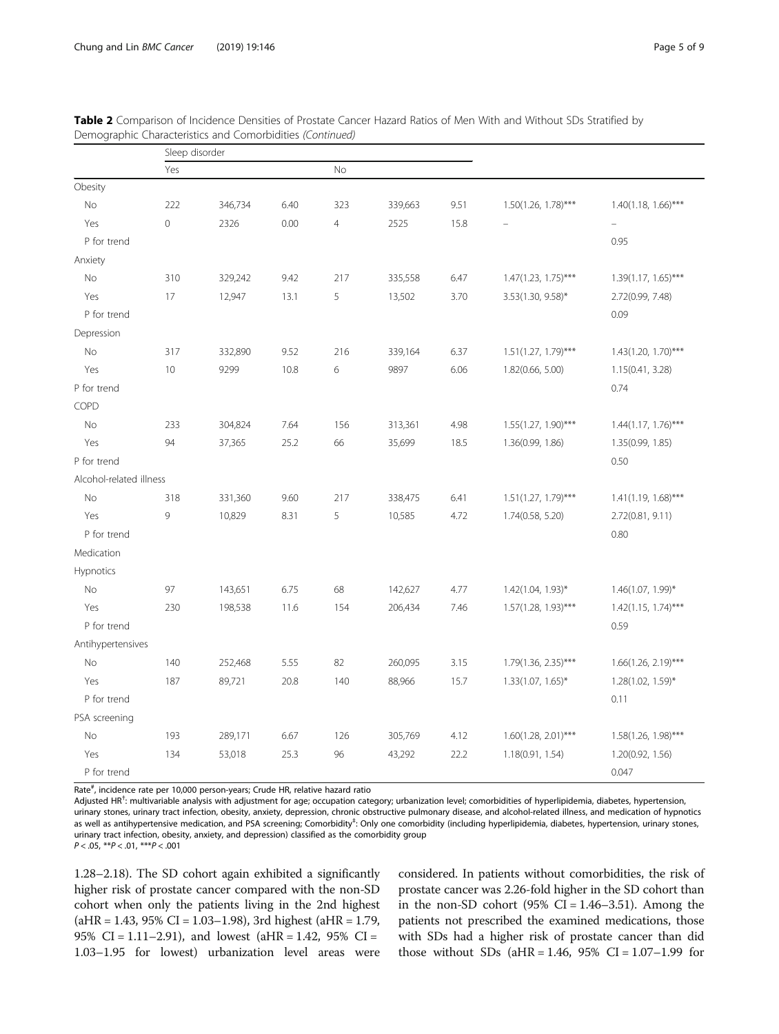**Table 2** Comparison of Incidence Densities of Prostate Cancer Hazard Ratios of Men With and Without SDs Stratified by Demographic Characteristics and Comorbidities *(Continued)*

| | Sleep disorder | | | | | | | |
|---|---|---|---|---|---|---|---|---|
| | Yes | | | No | | | | |
| Obesity | | | | | | | | |
| No | 222 | 346,734 | 6.40 | 323 | 339,663 | 9.51 | 1.50(1.26, 1.78)*** | 1.40(1.18, 1.66)*** |
| Yes | 0 | 2326 | 0.00 | 4 | 2525 | 15.8 | – | – |
| P for trend | | | | | | | | 0.95 |
| Anxiety | | | | | | | | |
| No | 310 | 329,242 | 9.42 | 217 | 335,558 | 6.47 | 1.47(1.23, 1.75)*** | 1.39(1.17, 1.65)*** |
| Yes | 17 | 12,947 | 13.1 | 5 | 13,502 | 3.70 | 3.53(1.30, 9.58)* | 2.72(0.99, 7.48) |
| P for trend | | | | | | | | 0.09 |
| Depression | | | | | | | | |
| No | 317 | 332,890 | 9.52 | 216 | 339,164 | 6.37 | 1.51(1.27, 1.79)*** | 1.43(1.20, 1.70)*** |
| Yes | 10 | 9299 | 10.8 | 6 | 9897 | 6.06 | 1.82(0.66, 5.00) | 1.15(0.41, 3.28) |
| P for trend | | | | | | | | 0.74 |
| COPD | | | | | | | | |
| No | 233 | 304,824 | 7.64 | 156 | 313,361 | 4.98 | 1.55(1.27, 1.90)*** | 1.44(1.17, 1.76)*** |
| Yes | 94 | 37,365 | 25.2 | 66 | 35,699 | 18.5 | 1.36(0.99, 1.86) | 1.35(0.99, 1.85) |
| P for trend | | | | | | | | 0.50 |
| Alcohol-related illness | | | | | | | | |
| No | 318 | 331,360 | 9.60 | 217 | 338,475 | 6.41 | 1.51(1.27, 1.79)*** | 1.41(1.19, 1.68)*** |
| Yes | 9 | 10,829 | 8.31 | 5 | 10,585 | 4.72 | 1.74(0.58, 5.20) | 2.72(0.81, 9.11) |
| P for trend | | | | | | | | 0.80 |
| Medication | | | | | | | | |
| Hypnotics | | | | | | | | |
| No | 97 | 143,651 | 6.75 | 68 | 142,627 | 4.77 | 1.42(1.04, 1.93)* | 1.46(1.07, 1.99)* |
| Yes | 230 | 198,538 | 11.6 | 154 | 206,434 | 7.46 | 1.57(1.28, 1.93)*** | 1.42(1.15, 1.74)*** |
| P for trend | | | | | | | | 0.59 |
| Antihypertensives | | | | | | | | |
| No | 140 | 252,468 | 5.55 | 82 | 260,095 | 3.15 | 1.79(1.36, 2.35)*** | 1.66(1.26, 2.19)*** |
| Yes | 187 | 89,721 | 20.8 | 140 | 88,966 | 15.7 | 1.33(1.07, 1.65)* | 1.28(1.02, 1.59)* |
| P for trend | | | | | | | | 0.11 |
| PSA screening | | | | | | | | |
| No | 193 | 289,171 | 6.67 | 126 | 305,769 | 4.12 | 1.60(1.28, 2.01)*** | 1.58(1.26, 1.98)*** |
| Yes | 134 | 53,018 | 25.3 | 96 | 43,292 | 22.2 | 1.18(0.91, 1.54) | 1.20(0.92, 1.56) |
| P for trend | | | | | | | | 0.047 |

Rate[#], incidence rate per 10,000 person-years; Crude HR, relative hazard ratio
Adjusted HR[†]: multivariable analysis with adjustment for age; occupation category; urbanization level; comorbidities of hyperlipidemia, diabetes, hypertension, urinary stones, urinary tract infection, obesity, anxiety, depression, chronic obstructive pulmonary disease, and alcohol-related illness, and medication of hypnotics as well as antihypertensive medication, and PSA screening; Comorbidity[‡]: Only one comorbidity (including hyperlipidemia, diabetes, hypertension, urinary stones, urinary tract infection, obesity, anxiety, and depression) classified as the comorbidity group
$P < .05$, $^{**}P < .01$, $^{***}P < .001$

1.28–2.18). The SD cohort again exhibited a significantly higher risk of prostate cancer compared with the non-SD cohort when only the patients living in the 2nd highest (aHR = 1.43, 95% CI = 1.03–1.98), 3rd highest (aHR = 1.79, 95% CI = 1.11–2.91), and lowest (aHR = 1.42, 95% CI = 1.03–1.95 for lowest) urbanization level areas were considered. In patients without comorbidities, the risk of prostate cancer was 2.26-fold higher in the SD cohort than in the non-SD cohort (95% CI = 1.46–3.51). Among the patients not prescribed the examined medications, those with SDs had a higher risk of prostate cancer than did those without SDs (aHR = 1.46, 95% CI = 1.07–1.99 for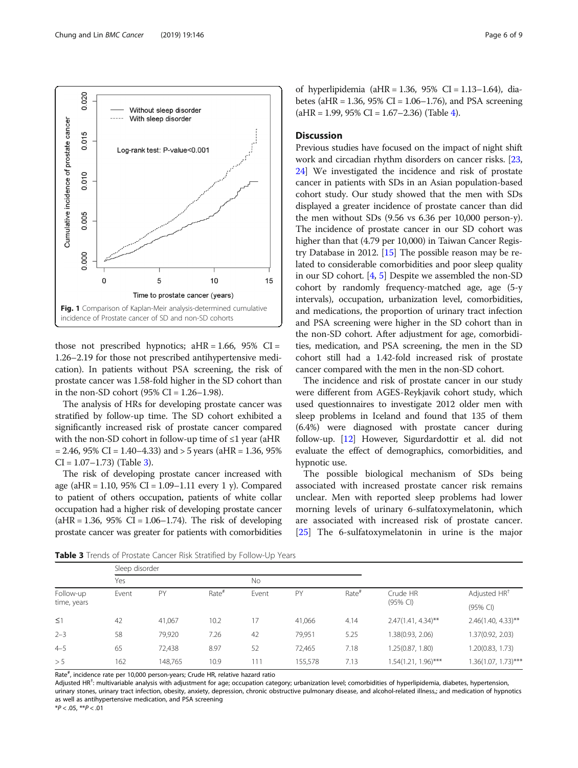Fig. 1 Comparison of Kaplan-Meir analysis-determined cumulative incidence of Prostate cancer of SD and non-SD cohorts

those not prescribed hypnotics; aHR = 1.66, 95% CI = 1.26–2.19 for those not prescribed antihypertensive medication). In patients without PSA screening, the risk of prostate cancer was 1.58-fold higher in the SD cohort than in the non-SD cohort (95% CI = 1.26–1.98).

The analysis of HRs for developing prostate cancer was stratified by follow-up time. The SD cohort exhibited a significantly increased risk of prostate cancer compared with the non-SD cohort in follow-up time of ≤1 year (aHR = 2.46, 95% CI = 1.40–4.33) and > 5 years (aHR = 1.36, 95% CI = 1.07–1.73) (Table 3).

The risk of developing prostate cancer increased with age (aHR = 1.10, 95% CI = 1.09–1.11 every 1 y). Compared to patient of others occupation, patients of white collar occupation had a higher risk of developing prostate cancer (aHR = 1.36, 95% CI = 1.06–1.74). The risk of developing prostate cancer was greater for patients with comorbidities of hyperlipidemia (aHR = 1.36, 95% CI = 1.13–1.64), diabetes (aHR = 1.36, 95% CI = 1.06–1.76), and PSA screening (aHR = 1.99, 95% CI = 1.67–2.36) (Table 4).

## Discussion

Previous studies have focused on the impact of night shift work and circadian rhythm disorders on cancer risks. [23, 24] We investigated the incidence and risk of prostate cancer in patients with SDs in an Asian population-based cohort study. Our study showed that the men with SDs displayed a greater incidence of prostate cancer than did the men without SDs (9.56 vs 6.36 per 10,000 person-y). The incidence of prostate cancer in our SD cohort was higher than that (4.79 per 10,000) in Taiwan Cancer Registry Database in 2012. [15] The possible reason may be related to considerable comorbidities and poor sleep quality in our SD cohort. [4, 5] Despite we assembled the non-SD cohort by randomly frequency-matched age, age (5-y intervals), occupation, urbanization level, comorbidities, and medications, the proportion of urinary tract infection and PSA screening were higher in the SD cohort than in the non-SD cohort. After adjustment for age, comorbidities, medication, and PSA screening, the men in the SD cohort still had a 1.42-fold increased risk of prostate cancer compared with the men in the non-SD cohort.

The incidence and risk of prostate cancer in our study were different from AGES-Reykjavik cohort study, which used questionnaires to investigate 2012 older men with sleep problems in Iceland and found that 135 of them (6.4%) were diagnosed with prostate cancer during follow-up. [12] However, Sigurdardottir et al. did not evaluate the effect of demographics, comorbidities, and hypnotic use.

The possible biological mechanism of SDs being associated with increased prostate cancer risk remains unclear. Men with reported sleep problems had lower morning levels of urinary 6-sulfatoxymelatonin, which are associated with increased risk of prostate cancer. [25] The 6-sulfatoxymelatonin in urine is the major

**Table 3** Trends of Prostate Cancer Risk Stratified by Follow-Up Years

| | Sleep disorder | | | | | | | |
|---|---|---|---|---|---|---|---|---|
| | Yes | | | No | | | | |
| Follow-up time, years | Event | PY | Rate# | Event | PY | Rate# | Crude HR (95% CI) | Adjusted HR† (95% CI) |
| ≤1 | 42 | 41,067 | 10.2 | 17 | 41,066 | 4.14 | 2.47(1.41, 4.34)** | 2.46(1.40, 4.33)** |
| 2–3 | 58 | 79,920 | 7.26 | 42 | 79,951 | 5.25 | 1.38(0.93, 2.06) | 1.37(0.92, 2.03) |
| 4–5 | 65 | 72,438 | 8.97 | 52 | 72,465 | 7.18 | 1.25(0.87, 1.80) | 1.20(0.83, 1.73) |
| > 5 | 162 | 148,765 | 10.9 | 111 | 155,578 | 7.13 | 1.54(1.21, 1.96)*** | 1.36(1.07, 1.73)*** |

Rate#, incidence rate per 10,000 person-years; Crude HR, relative hazard ratio

Adjusted HR†: multivariable analysis with adjustment for age; occupation category; urbanization level; comorbidities of hyperlipidemia, diabetes, hypertension, urinary stones, urinary tract infection, obesity, anxiety, depression, chronic obstructive pulmonary disease, and alcohol-related illness,; and medication of hypnotics as well as antihypertensive medication, and PSA screening

*$P < .05$, **$P < .01$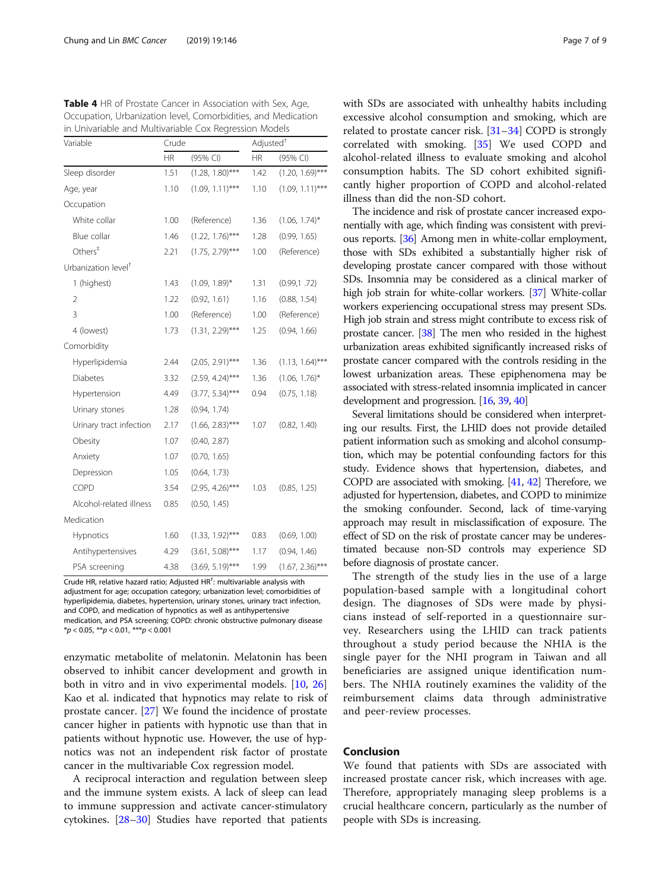**Table 4** HR of Prostate Cancer in Association with Sex, Age, Occupation, Urbanization level, Comorbidities, and Medication in Univariable and Multivariable Cox Regression Models

| Variable | Crude | | Adjusted† | |
|---|---|---|---|---|
| | HR | (95% CI) | HR | (95% CI) |
| Sleep disorder | 1.51 | (1.28, 1.80)*** | 1.42 | (1.20, 1.69)*** |
| Age, year | 1.10 | (1.09, 1.11)*** | 1.10 | (1.09, 1.11)*** |
| Occupation | | | | |
| White collar | 1.00 | (Reference) | 1.36 | (1.06, 1.74)* |
| Blue collar | 1.46 | (1.22, 1.76)*** | 1.28 | (0.99, 1.65) |
| Others‡ | 2.21 | (1.75, 2.79)*** | 1.00 | (Reference) |
| Urbanization level† | | | | |
| 1 (highest) | 1.43 | (1.09, 1.89)* | 1.31 | (0.99,1 .72) |
| 2 | 1.22 | (0.92, 1.61) | 1.16 | (0.88, 1.54) |
| 3 | 1.00 | (Reference) | 1.00 | (Reference) |
| 4 (lowest) | 1.73 | (1.31, 2.29)*** | 1.25 | (0.94, 1.66) |
| Comorbidity | | | | |
| Hyperlipidemia | 2.44 | (2.05, 2.91)*** | 1.36 | (1.13, 1.64)*** |
| Diabetes | 3.32 | (2.59, 4.24)*** | 1.36 | (1.06, 1.76)* |
| Hypertension | 4.49 | (3.77, 5.34)*** | 0.94 | (0.75, 1.18) |
| Urinary stones | 1.28 | (0.94, 1.74) | | |
| Urinary tract infection | 2.17 | (1.66, 2.83)*** | 1.07 | (0.82, 1.40) |
| Obesity | 1.07 | (0.40, 2.87) | | |
| Anxiety | 1.07 | (0.70, 1.65) | | |
| Depression | 1.05 | (0.64, 1.73) | | |
| COPD | 3.54 | (2.95, 4.26)*** | 1.03 | (0.85, 1.25) |
| Alcohol-related illness | 0.85 | (0.50, 1.45) | | |
| Medication | | | | |
| Hypnotics | 1.60 | (1.33, 1.92)*** | 0.83 | (0.69, 1.00) |
| Antihypertensives | 4.29 | (3.61, 5.08)*** | 1.17 | (0.94, 1.46) |
| PSA screening | 4.38 | (3.69, 5.19)*** | 1.99 | (1.67, 2.36)*** |

Crude HR, relative hazard ratio; Adjusted HR†: multivariable analysis with adjustment for age; occupation category; urbanization level; comorbidities of hyperlipidemia, diabetes, hypertension, urinary stones, urinary tract infection, and COPD, and medication of hypnotics as well as antihypertensive medication, and PSA screening; COPD: chronic obstructive pulmonary disease
*$p < 0.05$, **$p < 0.01$, ***$p < 0.001$

enzymatic metabolite of melatonin. Melatonin has been observed to inhibit cancer development and growth in both in vitro and in vivo experimental models. [10, 26] Kao et al. indicated that hypnotics may relate to risk of prostate cancer. [27] We found the incidence of prostate cancer higher in patients with hypnotic use than that in patients without hypnotic use. However, the use of hypnotics was not an independent risk factor of prostate cancer in the multivariable Cox regression model.

A reciprocal interaction and regulation between sleep and the immune system exists. A lack of sleep can lead to immune suppression and activate cancer-stimulatory cytokines. [28–30] Studies have reported that patients with SDs are associated with unhealthy habits including excessive alcohol consumption and smoking, which are related to prostate cancer risk. [31–34] COPD is strongly correlated with smoking. [35] We used COPD and alcohol-related illness to evaluate smoking and alcohol consumption habits. The SD cohort exhibited significantly higher proportion of COPD and alcohol-related illness than did the non-SD cohort.

The incidence and risk of prostate cancer increased exponentially with age, which finding was consistent with previous reports. [36] Among men in white-collar employment, those with SDs exhibited a substantially higher risk of developing prostate cancer compared with those without SDs. Insomnia may be considered as a clinical marker of high job strain for white-collar workers. [37] White-collar workers experiencing occupational stress may present SDs. High job strain and stress might contribute to excess risk of prostate cancer. [38] The men who resided in the highest urbanization areas exhibited significantly increased risks of prostate cancer compared with the controls residing in the lowest urbanization areas. These epiphenomena may be associated with stress-related insomnia implicated in cancer development and progression. [16, 39, 40]

Several limitations should be considered when interpreting our results. First, the LHID does not provide detailed patient information such as smoking and alcohol consumption, which may be potential confounding factors for this study. Evidence shows that hypertension, diabetes, and COPD are associated with smoking. [41, 42] Therefore, we adjusted for hypertension, diabetes, and COPD to minimize the smoking confounder. Second, lack of time-varying approach may result in misclassification of exposure. The effect of SD on the risk of prostate cancer may be underestimated because non-SD controls may experience SD before diagnosis of prostate cancer.

The strength of the study lies in the use of a large population-based sample with a longitudinal cohort design. The diagnoses of SDs were made by physicians instead of self-reported in a questionnaire survey. Researchers using the LHID can track patients throughout a study period because the NHIA is the single payer for the NHI program in Taiwan and all beneficiaries are assigned unique identification numbers. The NHIA routinely examines the validity of the reimbursement claims data through administrative and peer-review processes.

## Conclusion

We found that patients with SDs are associated with increased prostate cancer risk, which increases with age. Therefore, appropriately managing sleep problems is a crucial healthcare concern, particularly as the number of people with SDs is increasing.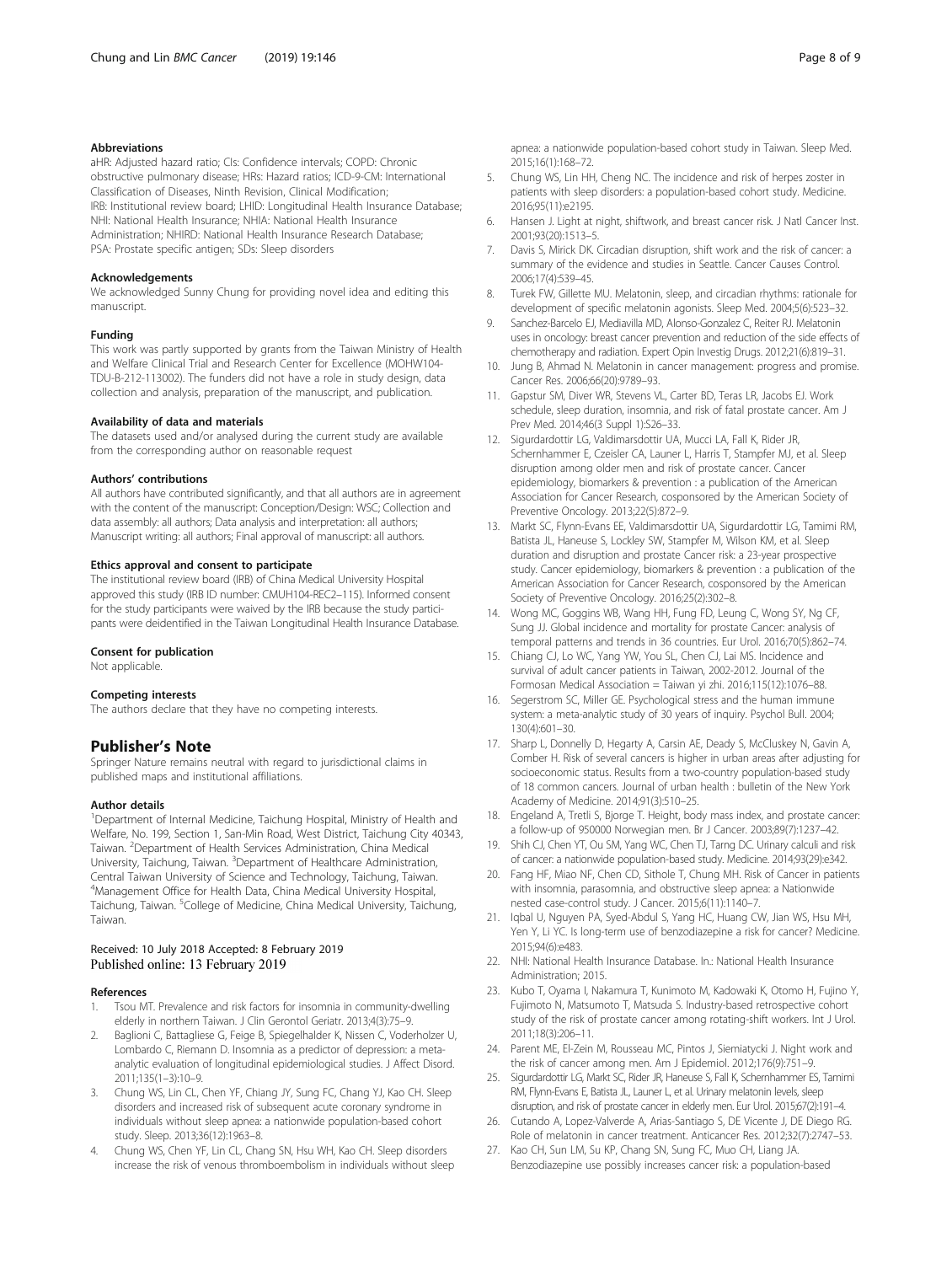### Abbreviations

aHR: Adjusted hazard ratio; CIs: Confidence intervals; COPD: Chronic obstructive pulmonary disease; HRs: Hazard ratios; ICD-9-CM: International Classification of Diseases, Ninth Revision, Clinical Modification; IRB: Institutional review board; LHID: Longitudinal Health Insurance Database; NHI: National Health Insurance; NHIA: National Health Insurance Administration; NHIRD: National Health Insurance Research Database; PSA: Prostate specific antigen; SDs: Sleep disorders

### Acknowledgements

We acknowledged Sunny Chung for providing novel idea and editing this manuscript.

### Funding

This work was partly supported by grants from the Taiwan Ministry of Health and Welfare Clinical Trial and Research Center for Excellence (MOHW104-TDU-B-212-113002). The funders did not have a role in study design, data collection and analysis, preparation of the manuscript, and publication.

### Availability of data and materials

The datasets used and/or analysed during the current study are available from the corresponding author on reasonable request

### Authors' contributions

All authors have contributed significantly, and that all authors are in agreement with the content of the manuscript: Conception/Design: WSC; Collection and data assembly: all authors; Data analysis and interpretation: all authors; Manuscript writing: all authors; Final approval of manuscript: all authors.

### Ethics approval and consent to participate

The institutional review board (IRB) of China Medical University Hospital approved this study (IRB ID number: CMUH104-REC2–115). Informed consent for the study participants were waived by the IRB because the study participants were deidentified in the Taiwan Longitudinal Health Insurance Database.

### Consent for publication

Not applicable.

### Competing interests

The authors declare that they have no competing interests.

## Publisher's Note

Springer Nature remains neutral with regard to jurisdictional claims in published maps and institutional affiliations.

### Author details

[1]Department of Internal Medicine, Taichung Hospital, Ministry of Health and Welfare, No. 199, Section 1, San-Min Road, West District, Taichung City 40343, Taiwan. [2]Department of Health Services Administration, China Medical University, Taichung, Taiwan. [3]Department of Healthcare Administration, Central Taiwan University of Science and Technology, Taichung, Taiwan. [4]Management Office for Health Data, China Medical University Hospital, Taichung, Taiwan. [5]College of Medicine, China Medical University, Taichung, Taiwan.

Received: 10 July 2018 Accepted: 8 February 2019
Published online: 13 February 2019

### References

1. Tsou MT. Prevalence and risk factors for insomnia in community-dwelling elderly in northern Taiwan. J Clin Gerontol Geriatr. 2013;4(3):75–9.
2. Baglioni C, Battagliese G, Feige B, Spiegelhalder K, Nissen C, Voderholzer U, Lombardo C, Riemann D. Insomnia as a predictor of depression: a meta-analytic evaluation of longitudinal epidemiological studies. J Affect Disord. 2011;135(1–3):10–9.
3. Chung WS, Lin CL, Chen YF, Chiang JY, Sung FC, Chang YJ, Kao CH. Sleep disorders and increased risk of subsequent acute coronary syndrome in individuals without sleep apnea: a nationwide population-based cohort study. Sleep. 2013;36(12):1963–8.
4. Chung WS, Chen YF, Lin CL, Chang SN, Hsu WH, Kao CH. Sleep disorders increase the risk of venous thromboembolism in individuals without sleep apnea: a nationwide population-based cohort study in Taiwan. Sleep Med. 2015;16(1):168–72.
5. Chung WS, Lin HH, Cheng NC. The incidence and risk of herpes zoster in patients with sleep disorders: a population-based cohort study. Medicine. 2016;95(11):e2195.
6. Hansen J. Light at night, shiftwork, and breast cancer risk. J Natl Cancer Inst. 2001;93(20):1513–5.
7. Davis S, Mirick DK. Circadian disruption, shift work and the risk of cancer: a summary of the evidence and studies in Seattle. Cancer Causes Control. 2006;17(4):539–45.
8. Turek FW, Gillette MU. Melatonin, sleep, and circadian rhythms: rationale for development of specific melatonin agonists. Sleep Med. 2004;5(6):523–32.
9. Sanchez-Barcelo EJ, Mediavilla MD, Alonso-Gonzalez C, Reiter RJ. Melatonin uses in oncology: breast cancer prevention and reduction of the side effects of chemotherapy and radiation. Expert Opin Investig Drugs. 2012;21(6):819–31.
10. Jung B, Ahmad N. Melatonin in cancer management: progress and promise. Cancer Res. 2006;66(20):9789–93.
11. Gapstur SM, Diver WR, Stevens VL, Carter BD, Teras LR, Jacobs EJ. Work schedule, sleep duration, insomnia, and risk of fatal prostate cancer. Am J Prev Med. 2014;46(3 Suppl 1):S26–33.
12. Sigurdardottir LG, Valdimarsdottir UA, Mucci LA, Fall K, Rider JR, Schernhammer E, Czeisler CA, Launer L, Harris T, Stampfer MJ, et al. Sleep disruption among older men and risk of prostate cancer. Cancer epidemiology, biomarkers & prevention : a publication of the American Association for Cancer Research, cosponsored by the American Society of Preventive Oncology. 2013;22(5):872–9.
13. Markt SC, Flynn-Evans EE, Valdimarsdottir UA, Sigurdardottir LG, Tamimi RM, Batista JL, Haneuse S, Lockley SW, Stampfer M, Wilson KM, et al. Sleep duration and disruption and prostate Cancer risk: a 23-year prospective study. Cancer epidemiology, biomarkers & prevention : a publication of the American Association for Cancer Research, cosponsored by the American Society of Preventive Oncology. 2016;25(2):302–8.
14. Wong MC, Goggins WB, Wang HH, Fung FD, Leung C, Wong SY, Ng CF, Sung JJ. Global incidence and mortality for prostate Cancer: analysis of temporal patterns and trends in 36 countries. Eur Urol. 2016;70(5):862–74.
15. Chiang CJ, Lo WC, Yang YW, You SL, Chen CJ, Lai MS. Incidence and survival of adult cancer patients in Taiwan, 2002-2012. Journal of the Formosan Medical Association = Taiwan yi zhi. 2016;115(12):1076–88.
16. Segerstrom SC, Miller GE. Psychological stress and the human immune system: a meta-analytic study of 30 years of inquiry. Psychol Bull. 2004; 130(4):601–30.
17. Sharp L, Donnelly D, Hegarty A, Carsin AE, Deady S, McCluskey N, Gavin A, Comber H. Risk of several cancers is higher in urban areas after adjusting for socioeconomic status. Results from a two-country population-based study of 18 common cancers. Journal of urban health : bulletin of the New York Academy of Medicine. 2014;91(3):510–25.
18. Engeland A, Tretli S, Bjorge T. Height, body mass index, and prostate cancer: a follow-up of 950000 Norwegian men. Br J Cancer. 2003;89(7):1237–42.
19. Shih CJ, Chen YT, Ou SM, Yang WC, Chen TJ, Tarng DC. Urinary calculi and risk of cancer: a nationwide population-based study. Medicine. 2014;93(29):e342.
20. Fang HF, Miao NF, Chen CD, Sithole T, Chung MH. Risk of Cancer in patients with insomnia, parasomnia, and obstructive sleep apnea: a Nationwide nested case-control study. J Cancer. 2015;6(11):1140–7.
21. Iqbal U, Nguyen PA, Syed-Abdul S, Yang HC, Huang CW, Jian WS, Hsu MH, Yen Y, Li YC. Is long-term use of benzodiazepine a risk for cancer? Medicine. 2015;94(6):e483.
22. NHI: National Health Insurance Database. In.: National Health Insurance Administration; 2015.
23. Kubo T, Oyama I, Nakamura T, Kunimoto M, Kadowaki K, Otomo H, Fujino Y, Fujimoto N, Matsumoto T, Matsuda S. Industry-based retrospective cohort study of the risk of prostate cancer among rotating-shift workers. Int J Urol. 2011;18(3):206–11.
24. Parent ME, El-Zein M, Rousseau MC, Pintos J, Siemiatycki J. Night work and the risk of cancer among men. Am J Epidemiol. 2012;176(9):751–9.
25. Sigurdardottir LG, Markt SC, Rider JR, Haneuse S, Fall K, Schernhammer ES, Tamimi RM, Flynn-Evans E, Batista JL, Launer L, et al. Urinary melatonin levels, sleep disruption, and risk of prostate cancer in elderly men. Eur Urol. 2015;67(2):191–4.
26. Cutando A, Lopez-Valverde A, Arias-Santiago S, DE Vicente J, DE Diego RG. Role of melatonin in cancer treatment. Anticancer Res. 2012;32(7):2747–53.
27. Kao CH, Sun LM, Su KP, Chang SN, Sung FC, Muo CH, Liang JA. Benzodiazepine use possibly increases cancer risk: a population-based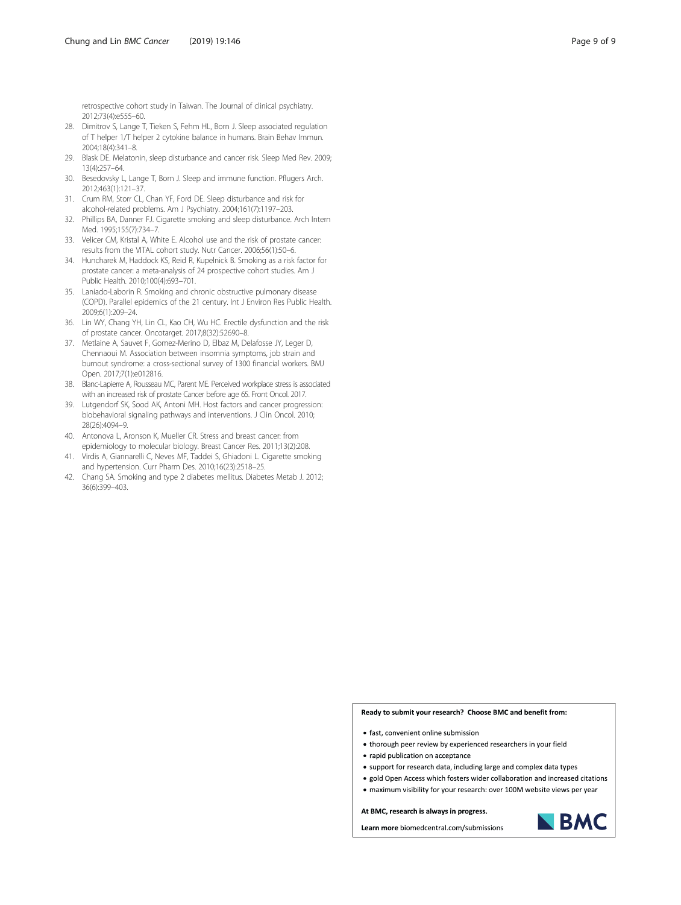retrospective cohort study in Taiwan. The Journal of clinical psychiatry. 2012;73(4):e555–60.

28. Dimitrov S, Lange T, Tieken S, Fehm HL, Born J. Sleep associated regulation of T helper 1/T helper 2 cytokine balance in humans. Brain Behav Immun. 2004;18(4):341–8.
29. Blask DE. Melatonin, sleep disturbance and cancer risk. Sleep Med Rev. 2009; 13(4):257–64.
30. Besedovsky L, Lange T, Born J. Sleep and immune function. Pflugers Arch. 2012;463(1):121–37.
31. Crum RM, Storr CL, Chan YF, Ford DE. Sleep disturbance and risk for alcohol-related problems. Am J Psychiatry. 2004;161(7):1197–203.
32. Phillips BA, Danner FJ. Cigarette smoking and sleep disturbance. Arch Intern Med. 1995;155(7):734–7.
33. Velicer CM, Kristal A, White E. Alcohol use and the risk of prostate cancer: results from the VITAL cohort study. Nutr Cancer. 2006;56(1):50–6.
34. Huncharek M, Haddock KS, Reid R, Kupelnick B. Smoking as a risk factor for prostate cancer: a meta-analysis of 24 prospective cohort studies. Am J Public Health. 2010;100(4):693–701.
35. Laniado-Laborin R. Smoking and chronic obstructive pulmonary disease (COPD). Parallel epidemics of the 21 century. Int J Environ Res Public Health. 2009;6(1):209–24.
36. Lin WY, Chang YH, Lin CL, Kao CH, Wu HC. Erectile dysfunction and the risk of prostate cancer. Oncotarget. 2017;8(32):52690–8.
37. Metlaine A, Sauvet F, Gomez-Merino D, Elbaz M, Delafosse JY, Leger D, Chennaoui M. Association between insomnia symptoms, job strain and burnout syndrome: a cross-sectional survey of 1300 financial workers. BMJ Open. 2017;7(1):e012816.
38. Blanc-Lapierre A, Rousseau MC, Parent ME. Perceived workplace stress is associated with an increased risk of prostate Cancer before age 65. Front Oncol. 2017.
39. Lutgendorf SK, Sood AK, Antoni MH. Host factors and cancer progression: biobehavioral signaling pathways and interventions. J Clin Oncol. 2010; 28(26):4094–9.
40. Antonova L, Aronson K, Mueller CR. Stress and breast cancer: from epidemiology to molecular biology. Breast Cancer Res. 2011;13(2):208.
41. Virdis A, Giannarelli C, Neves MF, Taddei S, Ghiadoni L. Cigarette smoking and hypertension. Curr Pharm Des. 2010;16(23):2518–25.
42. Chang SA. Smoking and type 2 diabetes mellitus. Diabetes Metab J. 2012; 36(6):399–403.